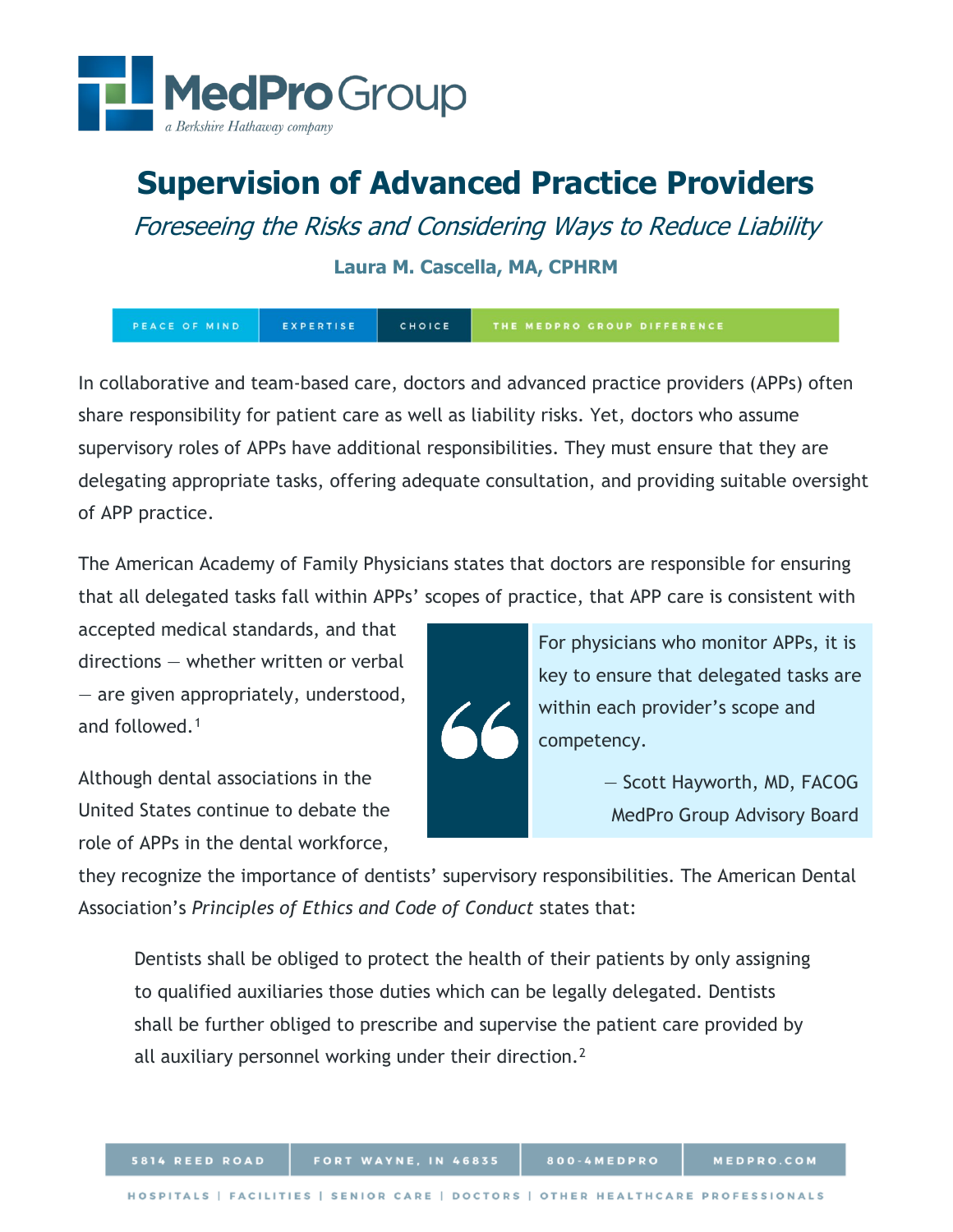# Supervision of Advanced Practice Providers

*Foreseeing the Risks and Considering Ways to Reduce Liability*

**Laura M. Cascella, MA, CPHRM**

In collaborative and team-based care, doctors and advanced practice providers (APPs) often share responsibility for patient care as well as liability risks. Yet, doctors who assume supervisory roles of APPs have additional responsibilities. They must ensure that they are delegating appropriate tasks, offering adequate consultation, and providing suitable oversight of APP practice.

The American Academy of Family Physicians states that doctors are responsible for ensuring that all delegated tasks fall within APPs' scopes of practice, that APP care is consistent with accepted medical standards, and that directions — whether written or verbal — are given appropriately, understood, and followed.[1]

> For physicians who monitor APPs, it is key to ensure that delegated tasks are within each provider's scope and competency.
>
> — Scott Hayworth, MD, FACOG
> MedPro Group Advisory Board

Although dental associations in the United States continue to debate the role of APPs in the dental workforce, they recognize the importance of dentists' supervisory responsibilities. The American Dental Association's *Principles of Ethics and Code of Conduct* states that:

> Dentists shall be obliged to protect the health of their patients by only assigning to qualified auxiliaries those duties which can be legally delegated. Dentists shall be further obliged to prescribe and supervise the patient care provided by all auxiliary personnel working under their direction.[2]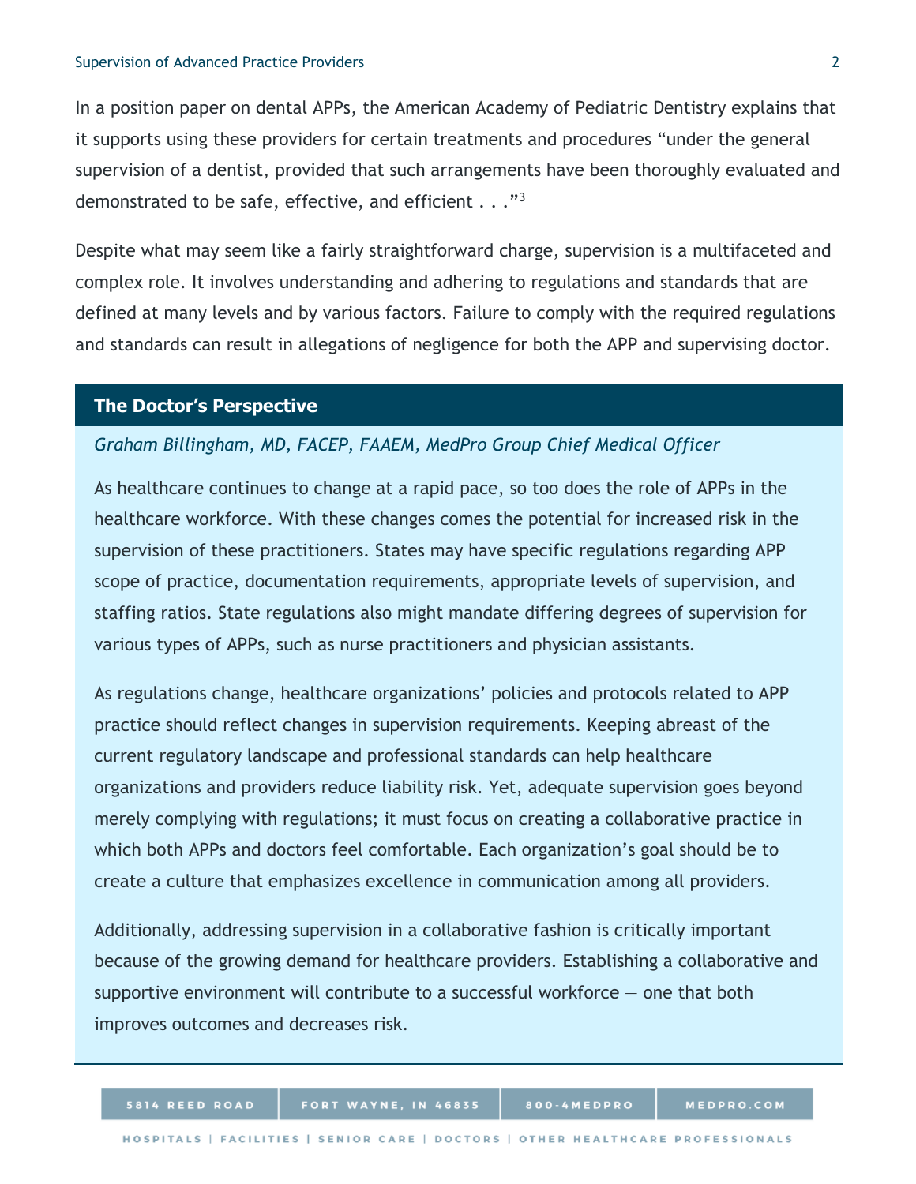In a position paper on dental APPs, the American Academy of Pediatric Dentistry explains that it supports using these providers for certain treatments and procedures "under the general supervision of a dentist, provided that such arrangements have been thoroughly evaluated and demonstrated to be safe, effective, and efficient . . ."[3]

Despite what may seem like a fairly straightforward charge, supervision is a multifaceted and complex role. It involves understanding and adhering to regulations and standards that are defined at many levels and by various factors. Failure to comply with the required regulations and standards can result in allegations of negligence for both the APP and supervising doctor.

## The Doctor's Perspective

*Graham Billingham, MD, FACEP, FAAEM, MedPro Group Chief Medical Officer*

As healthcare continues to change at a rapid pace, so too does the role of APPs in the healthcare workforce. With these changes comes the potential for increased risk in the supervision of these practitioners. States may have specific regulations regarding APP scope of practice, documentation requirements, appropriate levels of supervision, and staffing ratios. State regulations also might mandate differing degrees of supervision for various types of APPs, such as nurse practitioners and physician assistants.

As regulations change, healthcare organizations' policies and protocols related to APP practice should reflect changes in supervision requirements. Keeping abreast of the current regulatory landscape and professional standards can help healthcare organizations and providers reduce liability risk. Yet, adequate supervision goes beyond merely complying with regulations; it must focus on creating a collaborative practice in which both APPs and doctors feel comfortable. Each organization's goal should be to create a culture that emphasizes excellence in communication among all providers.

Additionally, addressing supervision in a collaborative fashion is critically important because of the growing demand for healthcare providers. Establishing a collaborative and supportive environment will contribute to a successful workforce — one that both improves outcomes and decreases risk.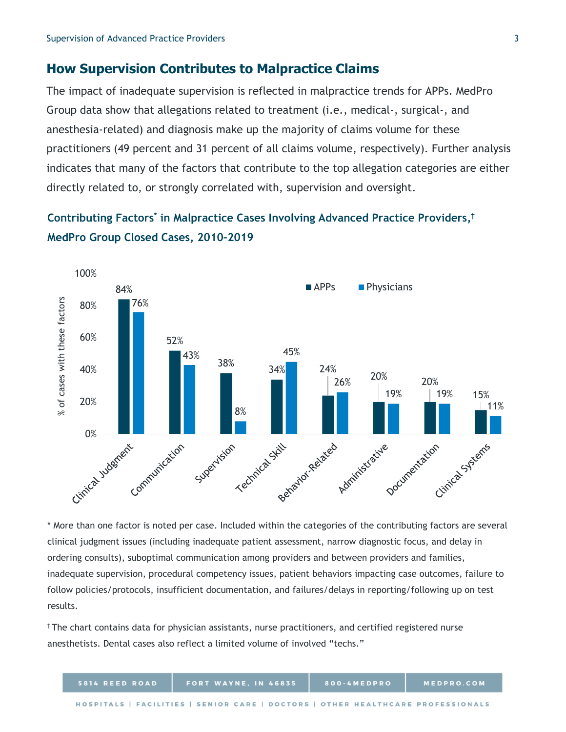## How Supervision Contributes to Malpractice Claims

The impact of inadequate supervision is reflected in malpractice trends for APPs. MedPro Group data show that allegations related to treatment (i.e., medical-, surgical-, and anesthesia-related) and diagnosis make up the majority of claims volume for these practitioners (49 percent and 31 percent of all claims volume, respectively). Further analysis indicates that many of the factors that contribute to the top allegation categories are either directly related to, or strongly correlated with, supervision and oversight.

### Contributing Factors* in Malpractice Cases Involving Advanced Practice Providers,† MedPro Group Closed Cases, 2010–2019

| Contributing Factor | APPs | Physicians |
| --- | --- | --- |
| Clinical Judgment | 84% | 76% |
| Communication | 52% | 43% |
| Supervision | 38% | 8% |
| Technical Skill | 34% | 45% |
| Behavior-Related | 24% | 26% |
| Administrative | 20% | 19% |
| Documentation | 20% | 19% |
| Clinical Systems | 15% | 11% |

(% of cases with these factors)

* More than one factor is noted per case. Included within the categories of the contributing factors are several clinical judgment issues (including inadequate patient assessment, narrow diagnostic focus, and delay in ordering consults), suboptimal communication among providers and between providers and families, inadequate supervision, procedural competency issues, patient behaviors impacting case outcomes, failure to follow policies/protocols, insufficient documentation, and failures/delays in reporting/following up on test results.

† The chart contains data for physician assistants, nurse practitioners, and certified registered nurse anesthetists. Dental cases also reflect a limited volume of involved "techs."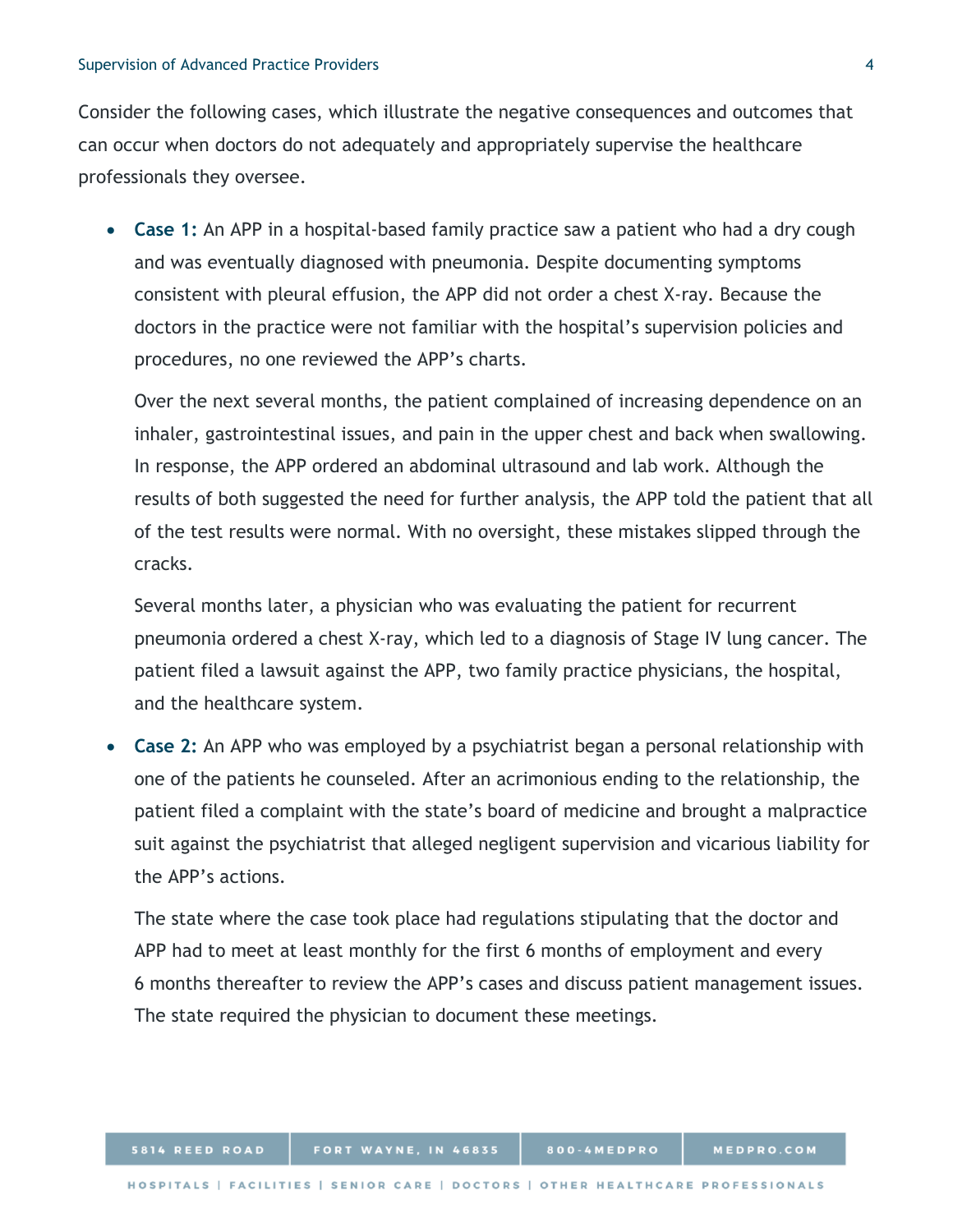Consider the following cases, which illustrate the negative consequences and outcomes that can occur when doctors do not adequately and appropriately supervise the healthcare professionals they oversee.

- **Case 1:** An APP in a hospital-based family practice saw a patient who had a dry cough and was eventually diagnosed with pneumonia. Despite documenting symptoms consistent with pleural effusion, the APP did not order a chest X-ray. Because the doctors in the practice were not familiar with the hospital's supervision policies and procedures, no one reviewed the APP's charts.

  Over the next several months, the patient complained of increasing dependence on an inhaler, gastrointestinal issues, and pain in the upper chest and back when swallowing. In response, the APP ordered an abdominal ultrasound and lab work. Although the results of both suggested the need for further analysis, the APP told the patient that all of the test results were normal. With no oversight, these mistakes slipped through the cracks.

  Several months later, a physician who was evaluating the patient for recurrent pneumonia ordered a chest X-ray, which led to a diagnosis of Stage IV lung cancer. The patient filed a lawsuit against the APP, two family practice physicians, the hospital, and the healthcare system.

- **Case 2:** An APP who was employed by a psychiatrist began a personal relationship with one of the patients he counseled. After an acrimonious ending to the relationship, the patient filed a complaint with the state's board of medicine and brought a malpractice suit against the psychiatrist that alleged negligent supervision and vicarious liability for the APP's actions.

  The state where the case took place had regulations stipulating that the doctor and APP had to meet at least monthly for the first 6 months of employment and every 6 months thereafter to review the APP's cases and discuss patient management issues. The state required the physician to document these meetings.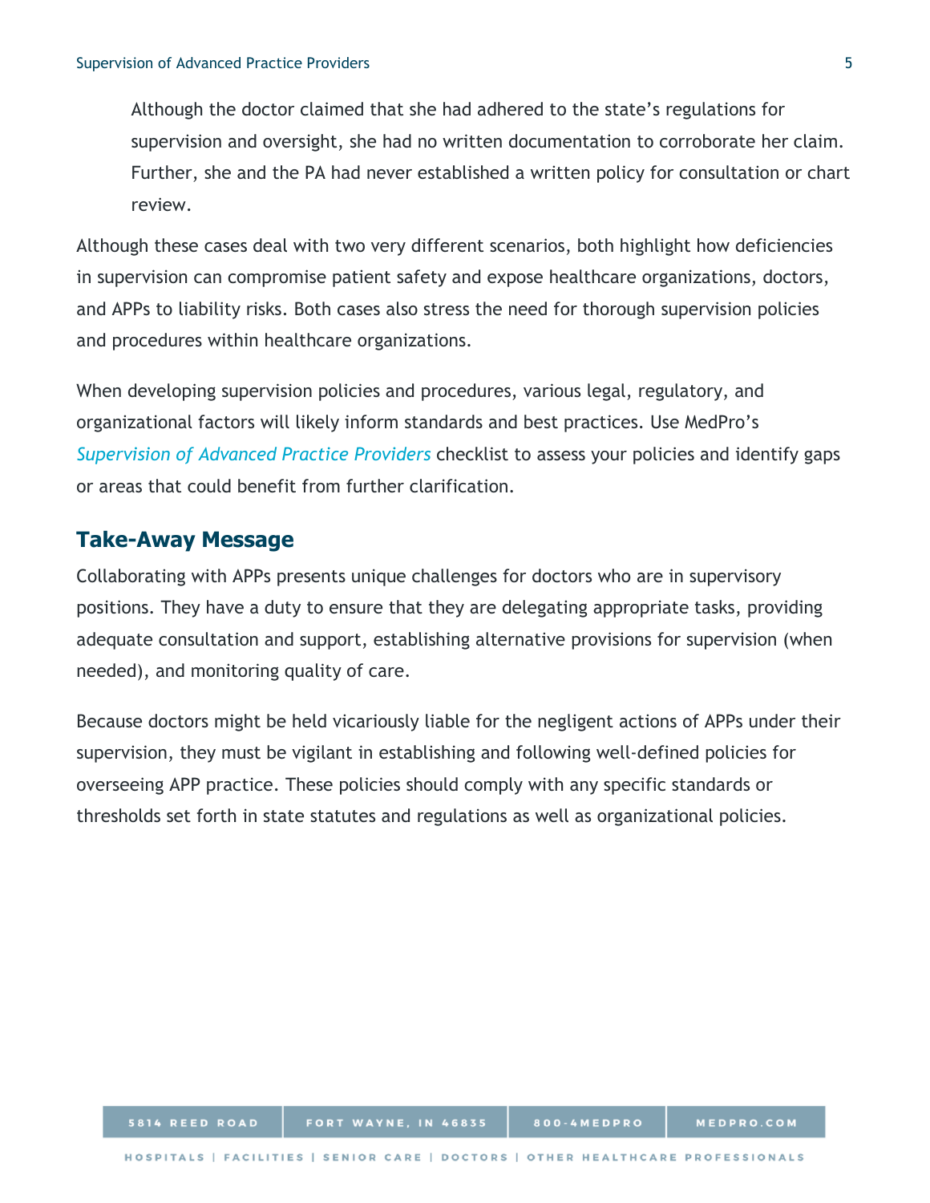> Although the doctor claimed that she had adhered to the state's regulations for supervision and oversight, she had no written documentation to corroborate her claim. Further, she and the PA had never established a written policy for consultation or chart review.

Although these cases deal with two very different scenarios, both highlight how deficiencies in supervision can compromise patient safety and expose healthcare organizations, doctors, and APPs to liability risks. Both cases also stress the need for thorough supervision policies and procedures within healthcare organizations.

When developing supervision policies and procedures, various legal, regulatory, and organizational factors will likely inform standards and best practices. Use MedPro's *Supervision of Advanced Practice Providers* checklist to assess your policies and identify gaps or areas that could benefit from further clarification.

## Take-Away Message

Collaborating with APPs presents unique challenges for doctors who are in supervisory positions. They have a duty to ensure that they are delegating appropriate tasks, providing adequate consultation and support, establishing alternative provisions for supervision (when needed), and monitoring quality of care.

Because doctors might be held vicariously liable for the negligent actions of APPs under their supervision, they must be vigilant in establishing and following well-defined policies for overseeing APP practice. These policies should comply with any specific standards or thresholds set forth in state statutes and regulations as well as organizational policies.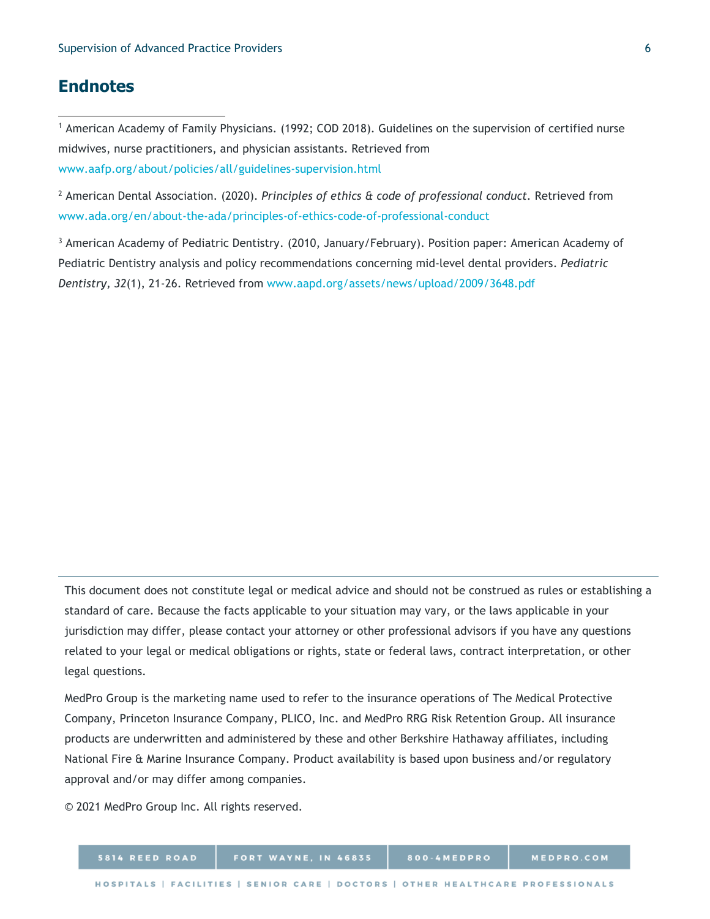## Endnotes

[1] American Academy of Family Physicians. (1992; COD 2018). Guidelines on the supervision of certified nurse midwives, nurse practitioners, and physician assistants. Retrieved from www.aafp.org/about/policies/all/guidelines-supervision.html

[2] American Dental Association. (2020). *Principles of ethics & code of professional conduct*. Retrieved from www.ada.org/en/about-the-ada/principles-of-ethics-code-of-professional-conduct

[3] American Academy of Pediatric Dentistry. (2010, January/February). Position paper: American Academy of Pediatric Dentistry analysis and policy recommendations concerning mid-level dental providers. *Pediatric Dentistry, 32*(1), 21-26. Retrieved from www.aapd.org/assets/news/upload/2009/3648.pdf

---

This document does not constitute legal or medical advice and should not be construed as rules or establishing a standard of care. Because the facts applicable to your situation may vary, or the laws applicable in your jurisdiction may differ, please contact your attorney or other professional advisors if you have any questions related to your legal or medical obligations or rights, state or federal laws, contract interpretation, or other legal questions.

MedPro Group is the marketing name used to refer to the insurance operations of The Medical Protective Company, Princeton Insurance Company, PLICO, Inc. and MedPro RRG Risk Retention Group. All insurance products are underwritten and administered by these and other Berkshire Hathaway affiliates, including National Fire & Marine Insurance Company. Product availability is based upon business and/or regulatory approval and/or may differ among companies.

© 2021 MedPro Group Inc. All rights reserved.

5814 REED ROAD | FORT WAYNE, IN 46835 | 800-4MEDPRO | MEDPRO.COM

HOSPITALS | FACILITIES | SENIOR CARE | DOCTORS | OTHER HEALTHCARE PROFESSIONALS